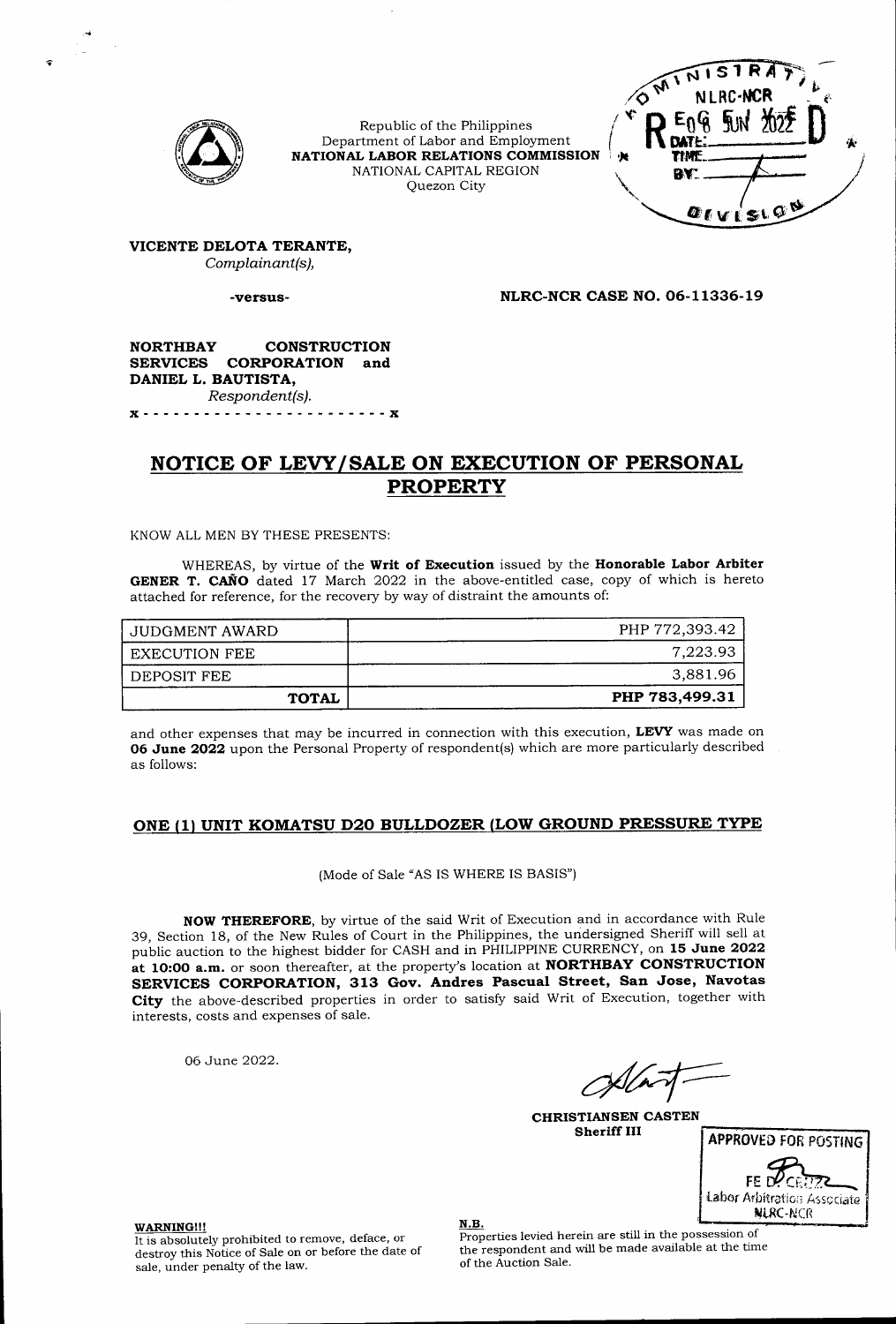Republic of the Philippines
Department of Labor and Employment
**NATIONAL LABOR RELATIONS COMMISSION**
NATIONAL CAPITAL REGION
Quezon City

ADMINISTRATIVE DIVISION
NLRC-NCR
RECEIVED
DATE: 08 JUN 2022
TIME:
BY:

**VICENTE DELOTA TERANTE,**
*Complainant(s),*

**-versus-** **NLRC-NCR CASE NO. 06-11336-19**

**NORTHBAY CONSTRUCTION SERVICES CORPORATION and DANIEL L. BAUTISTA,**
*Respondent(s).*
x - - - - - - - - - - - - - - - - - - - - - - - - x

## NOTICE OF LEVY/SALE ON EXECUTION OF PERSONAL PROPERTY

KNOW ALL MEN BY THESE PRESENTS:

WHEREAS, by virtue of the **Writ of Execution** issued by the **Honorable Labor Arbiter GENER T. CAÑO** dated 17 March 2022 in the above-entitled case, copy of which is hereto attached for reference, for the recovery by way of distraint the amounts of:

| | |
|---|---|
| JUDGMENT AWARD | PHP 772,393.42 |
| EXECUTION FEE | 7,223.93 |
| DEPOSIT FEE | 3,881.96 |
| **TOTAL** | **PHP 783,499.31** |

and other expenses that may be incurred in connection with this execution, **LEVY** was made on **06 June 2022** upon the Personal Property of respondent(s) which are more particularly described as follows:

### ONE (1) UNIT KOMATSU D20 BULLDOZER (LOW GROUND PRESSURE TYPE

(Mode of Sale "AS IS WHERE IS BASIS")

**NOW THEREFORE**, by virtue of the said Writ of Execution and in accordance with Rule 39, Section 18, of the New Rules of Court in the Philippines, the undersigned Sheriff will sell at public auction to the highest bidder for CASH and in PHILIPPINE CURRENCY, on **15 June 2022 at 10:00 a.m.** or soon thereafter, at the property's location at **NORTHBAY CONSTRUCTION SERVICES CORPORATION, 313 Gov. Andres Pascual Street, San Jose, Navotas City** the above-described properties in order to satisfy said Writ of Execution, together with interests, costs and expenses of sale.

06 June 2022.

**CHRISTIANSEN CASTEN**
**Sheriff III**

APPROVED FOR POSTING
FE DE CRUZ
Labor Arbitration Associate
NLRC-NCR

**WARNING!!!**
It is absolutely prohibited to remove, deface, or destroy this Notice of Sale on or before the date of sale, under penalty of the law.

**N.B.**
Properties levied herein are still in the possession of the respondent and will be made available at the time of the Auction Sale.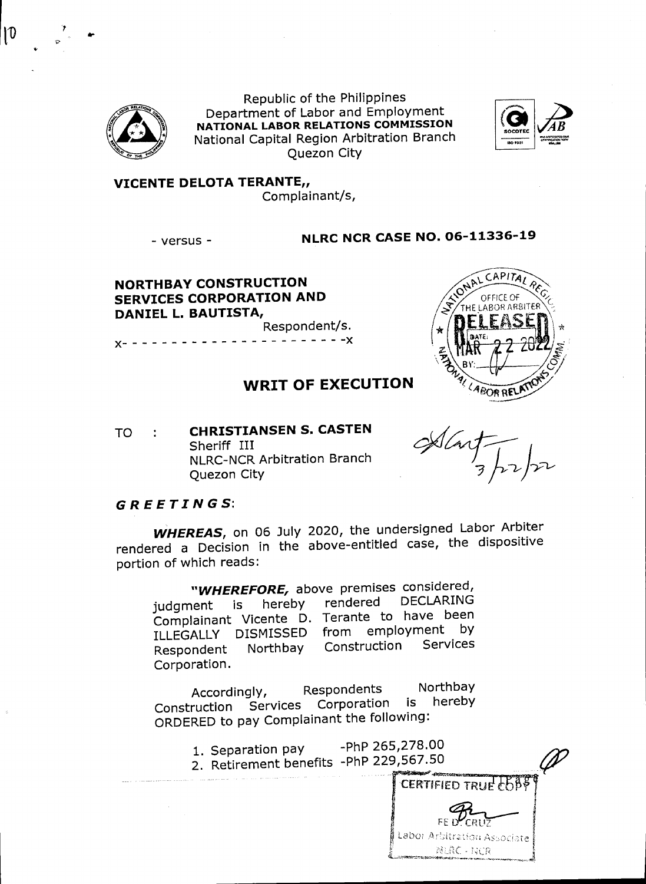Republic of the Philippines
Department of Labor and Employment
**NATIONAL LABOR RELATIONS COMMISSION**
National Capital Region Arbitration Branch
Quezon City

**VICENTE DELOTA TERANTE,,**
Complainant/s,

\- versus - **NLRC NCR CASE NO. 06-11336-19**

**NORTHBAY CONSTRUCTION SERVICES CORPORATION AND DANIEL L. BAUTISTA,**
Respondent/s.

x- - - - - - - - - - - - - - - - - - - - - - -x

NATIONAL CAPITAL REGION
OFFICE OF THE LABOR ARBITER
RELEASED
DATE: MAR 22 2022
BY:
NATIONAL LABOR RELATIONS COMM.

# WRIT OF EXECUTION

TO : **CHRISTIANSEN S. CASTEN**
Sheriff III
NLRC-NCR Arbitration Branch
Quezon City

3/22/22

***GREETINGS***:

***WHEREAS***, on 06 July 2020, the undersigned Labor Arbiter rendered a Decision in the above-entitled case, the dispositive portion of which reads:

> "***WHEREFORE,*** above premises considered, judgment is hereby rendered DECLARING Complainant Vicente D. Terante to have been ILLEGALLY DISMISSED from employment by Respondent Northbay Construction Services Corporation.
>
> Accordingly, Respondents Northbay Construction Services Corporation is hereby ORDERED to pay Complainant the following:
>
> 1. Separation pay -PhP 265,278.00
> 2. Retirement benefits -PhP 229,567.50

CERTIFIED TRUE COPY
FE D. CRUZ
Labor Arbitration Associate
NLRC - NCR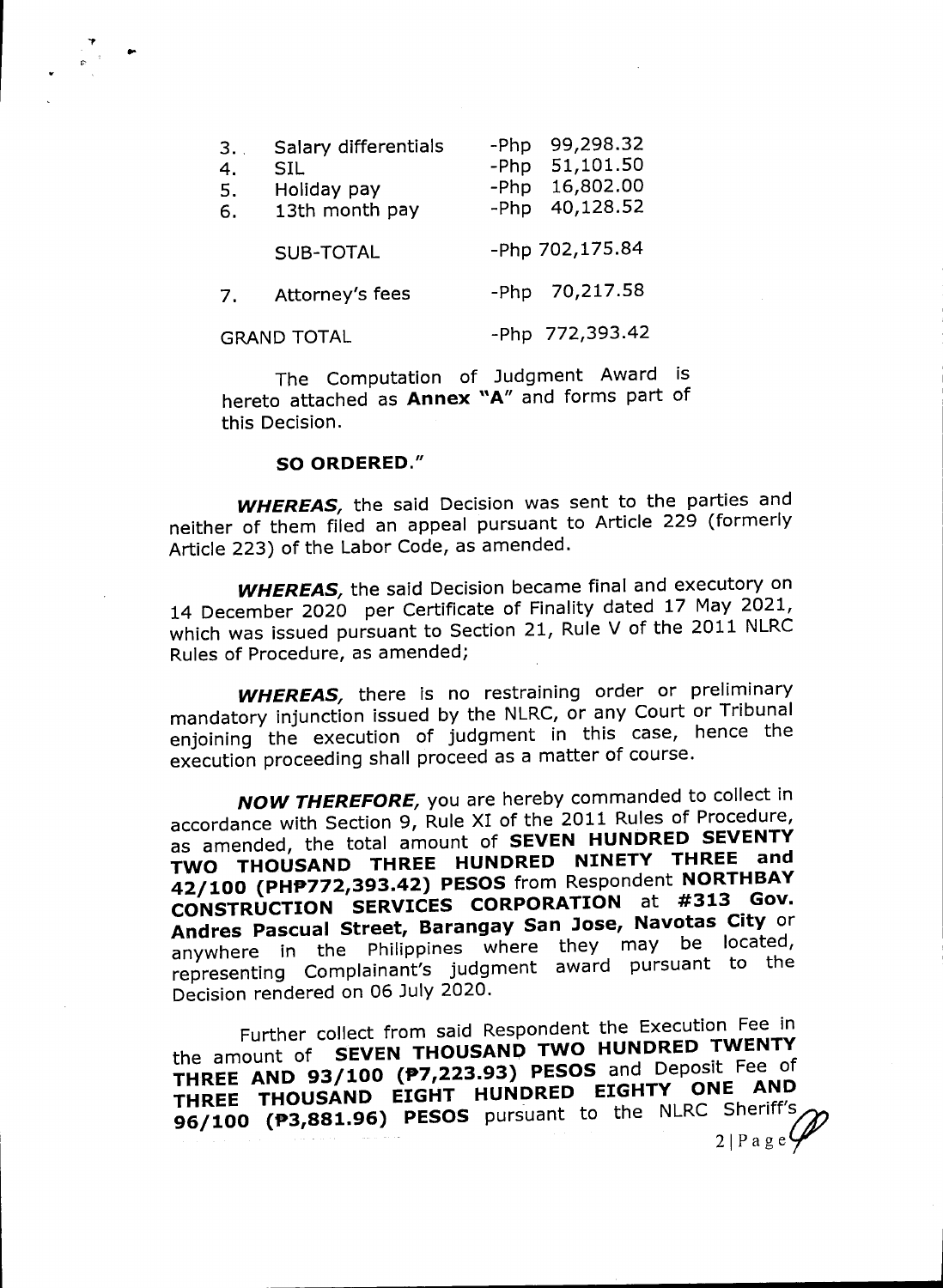| | | |
|---|---|---|
| 3. | Salary differentials | -Php 99,298.32 |
| 4. | SIL | -Php 51,101.50 |
| 5. | Holiday pay | -Php 16,802.00 |
| 6. | 13th month pay | -Php 40,128.52 |
| | SUB-TOTAL | -Php 702,175.84 |
| 7. | Attorney's fees | -Php 70,217.58 |
| | GRAND TOTAL | -Php 772,393.42 |

The Computation of Judgment Award is hereto attached as **Annex "A"** and forms part of this Decision.

**SO ORDERED."**

***WHEREAS,*** the said Decision was sent to the parties and neither of them filed an appeal pursuant to Article 229 (formerly Article 223) of the Labor Code, as amended.

***WHEREAS,*** the said Decision became final and executory on 14 December 2020 per Certificate of Finality dated 17 May 2021, which was issued pursuant to Section 21, Rule V of the 2011 NLRC Rules of Procedure, as amended;

***WHEREAS,*** there is no restraining order or preliminary mandatory injunction issued by the NLRC, or any Court or Tribunal enjoining the execution of judgment in this case, hence the execution proceeding shall proceed as a matter of course.

***NOW THEREFORE,*** you are hereby commanded to collect in accordance with Section 9, Rule XI of the 2011 Rules of Procedure, as amended, the total amount of **SEVEN HUNDRED SEVENTY TWO THOUSAND THREE HUNDRED NINETY THREE and 42/100 (PH₱772,393.42) PESOS** from Respondent **NORTHBAY CONSTRUCTION SERVICES CORPORATION** at **#313 Gov. Andres Pascual Street, Barangay San Jose, Navotas City** or anywhere in the Philippines where they may be located, representing Complainant's judgment award pursuant to the Decision rendered on 06 July 2020.

Further collect from said Respondent the Execution Fee in the amount of **SEVEN THOUSAND TWO HUNDRED TWENTY THREE AND 93/100 (₱7,223.93) PESOS** and Deposit Fee of **THREE THOUSAND EIGHT HUNDRED EIGHTY ONE AND 96/100 (₱3,881.96) PESOS** pursuant to the NLRC Sheriff's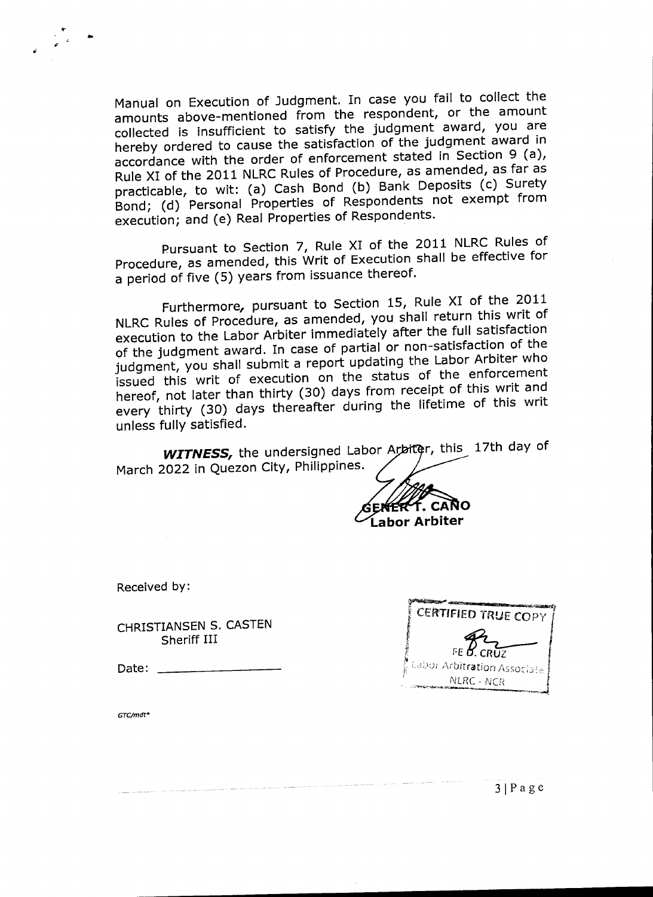Manual on Execution of Judgment. In case you fail to collect the amounts above-mentioned from the respondent, or the amount collected is insufficient to satisfy the judgment award, you are hereby ordered to cause the satisfaction of the judgment award in accordance with the order of enforcement stated in Section 9 (a), Rule XI of the 2011 NLRC Rules of Procedure, as amended, as far as practicable, to wit: (a) Cash Bond (b) Bank Deposits (c) Surety Bond; (d) Personal Properties of Respondents not exempt from execution; and (e) Real Properties of Respondents.

Pursuant to Section 7, Rule XI of the 2011 NLRC Rules of Procedure, as amended, this Writ of Execution shall be effective for a period of five (5) years from issuance thereof.

Furthermore, pursuant to Section 15, Rule XI of the 2011 NLRC Rules of Procedure, as amended, you shall return this writ of execution to the Labor Arbiter immediately after the full satisfaction of the judgment award. In case of partial or non-satisfaction of the judgment, you shall submit a report updating the Labor Arbiter who issued this writ of execution on the status of the enforcement hereof, not later than thirty (30) days from receipt of this writ and every thirty (30) days thereafter during the lifetime of this writ unless fully satisfied.

***WITNESS,*** the undersigned Labor Arbiter, this 17th day of March 2022 in Quezon City, Philippines.

**GENER T. CAÑO**
**Labor Arbiter**

Received by:

CHRISTIANSEN S. CASTEN
Sheriff III

Date: ____________

CERTIFIED TRUE COPY
FE D. CRUZ
Labor Arbitration Associate
NLRC - NCR

GTC/mdt*